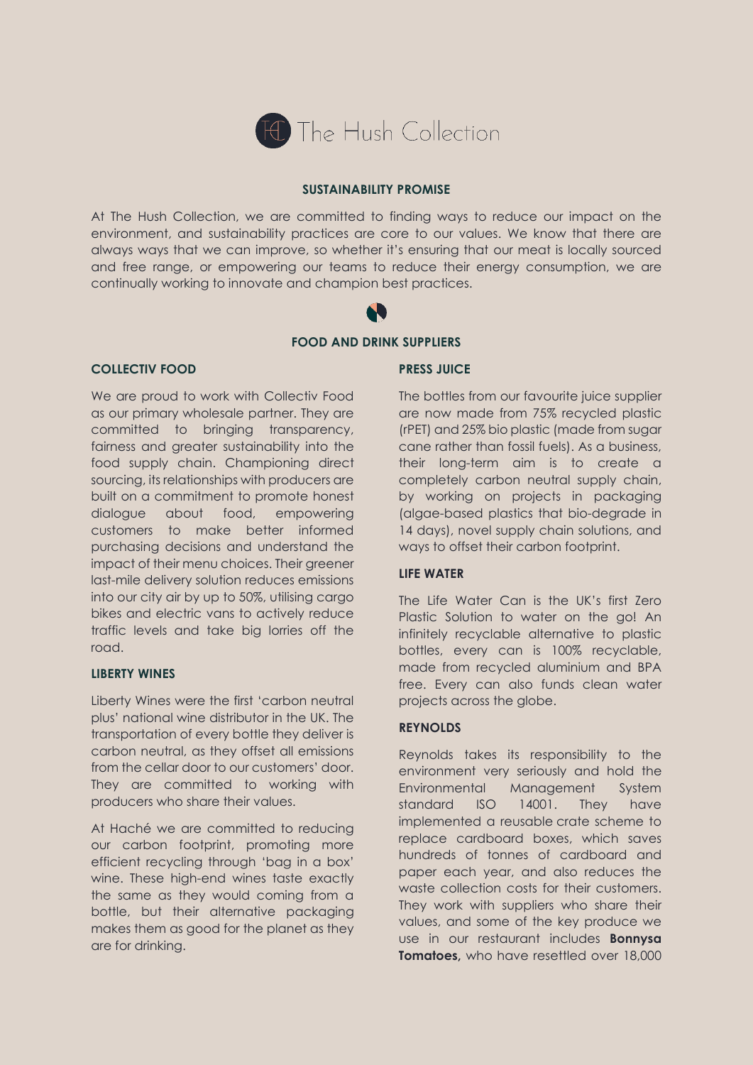# The Hush Collection

## SUSTAINABILITY PROMISE

At The Hush Collection, we are committed to finding ways to reduce our impact on the environment, and sustainability practices are core to our values. We know that there are always ways that we can improve, so whether it's ensuring that our meat is locally sourced and free range, or empowering our teams to reduce their energy consumption, we are continually working to innovate and champion best practices.

## FOOD AND DRINK SUPPLIERS

### COLLECTIV FOOD

We are proud to work with Collectiv Food as our primary wholesale partner. They are committed to bringing transparency, fairness and greater sustainability into the food supply chain. Championing direct sourcing, its relationships with producers are built on a commitment to promote honest dialogue about food, empowering customers to make better informed purchasing decisions and understand the impact of their menu choices. Their greener last-mile delivery solution reduces emissions into our city air by up to 50%, utilising cargo bikes and electric vans to actively reduce traffic levels and take big lorries off the road.

### LIBERTY WINES

Liberty Wines were the first 'carbon neutral plus' national wine distributor in the UK. The transportation of every bottle they deliver is carbon neutral, as they offset all emissions from the cellar door to our customers' door. They are committed to working with producers who share their values.

At Haché we are committed to reducing our carbon footprint, promoting more efficient recycling through 'bag in a box' wine. These high-end wines taste exactly the same as they would coming from a bottle, but their alternative packaging makes them as good for the planet as they are for drinking.

### PRESS JUICE

The bottles from our favourite juice supplier are now made from 75% recycled plastic (rPET) and 25% bio plastic (made from sugar cane rather than fossil fuels). As a business, their long-term aim is to create a completely carbon neutral supply chain, by working on projects in packaging (algae-based plastics that bio-degrade in 14 days), novel supply chain solutions, and ways to offset their carbon footprint.

### LIFE WATER

The Life Water Can is the UK's first Zero Plastic Solution to water on the go! An infinitely recyclable alternative to plastic bottles, every can is 100% recyclable, made from recycled aluminium and BPA free. Every can also funds clean water projects across the globe.

### REYNOLDS

Reynolds takes its responsibility to the environment very seriously and hold the Environmental Management System standard ISO 14001. They have implemented a reusable crate scheme to replace cardboard boxes, which saves hundreds of tonnes of cardboard and paper each year, and also reduces the waste collection costs for their customers. They work with suppliers who share their values, and some of the key produce we use in our restaurant includes **Bonnysa Tomatoes,** who have resettled over 18,000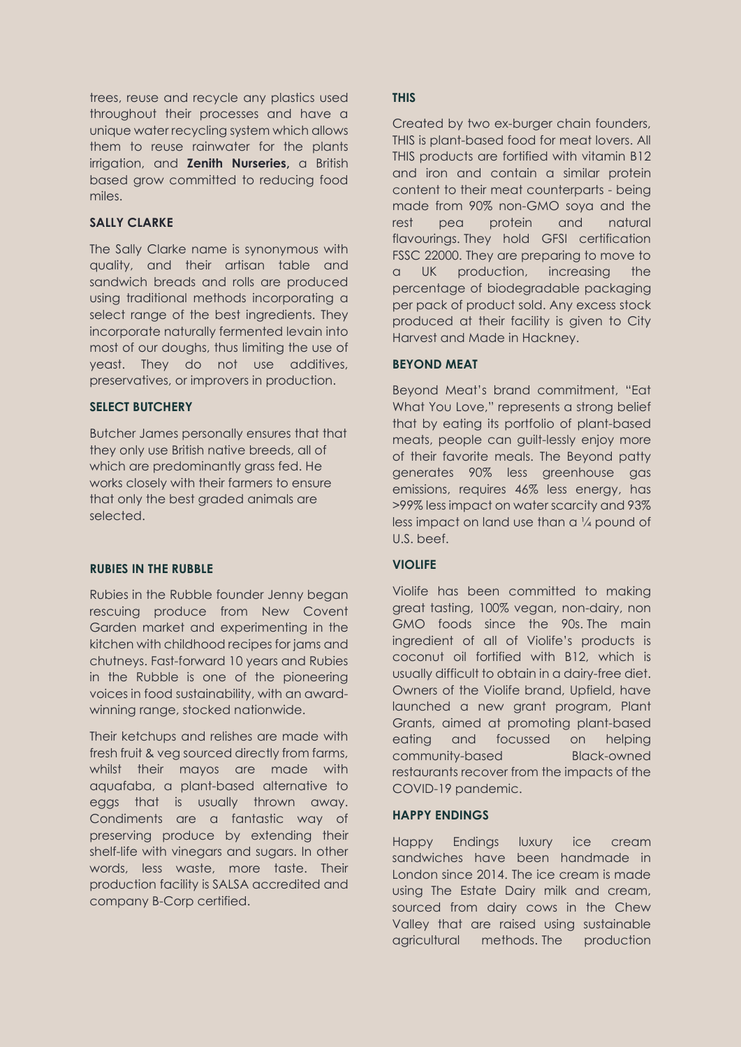trees, reuse and recycle any plastics used throughout their processes and have a unique water recycling system which allows them to reuse rainwater for the plants irrigation, and **Zenith Nurseries,** a British based grow committed to reducing food miles.

### SALLY CLARKE

The Sally Clarke name is synonymous with quality, and their artisan table and sandwich breads and rolls are produced using traditional methods incorporating a select range of the best ingredients. They incorporate naturally fermented levain into most of our doughs, thus limiting the use of yeast. They do not use additives, preservatives, or improvers in production.

### SELECT BUTCHERY

Butcher James personally ensures that that they only use British native breeds, all of which are predominantly grass fed. He works closely with their farmers to ensure that only the best graded animals are selected.

### RUBIES IN THE RUBBLE

Rubies in the Rubble founder Jenny began rescuing produce from New Covent Garden market and experimenting in the kitchen with childhood recipes for jams and chutneys. Fast-forward 10 years and Rubies in the Rubble is one of the pioneering voices in food sustainability, with an award-winning range, stocked nationwide.

Their ketchups and relishes are made with fresh fruit & veg sourced directly from farms, whilst their mayos are made with aquafaba, a plant-based alternative to eggs that is usually thrown away. Condiments are a fantastic way of preserving produce by extending their shelf-life with vinegars and sugars. In other words, less waste, more taste. Their production facility is SALSA accredited and company B-Corp certified.

### THIS

Created by two ex-burger chain founders, THIS is plant-based food for meat lovers. All THIS products are fortified with vitamin B12 and iron and contain a similar protein content to their meat counterparts - being made from 90% non-GMO soya and the rest pea protein and natural flavourings. They hold GFSI certification FSSC 22000. They are preparing to move to a UK production, increasing the percentage of biodegradable packaging per pack of product sold. Any excess stock produced at their facility is given to City Harvest and Made in Hackney.

### BEYOND MEAT

Beyond Meat's brand commitment, "Eat What You Love," represents a strong belief that by eating its portfolio of plant-based meats, people can guilt-lessly enjoy more of their favorite meals. The Beyond patty generates 90% less greenhouse gas emissions, requires 46% less energy, has >99% less impact on water scarcity and 93% less impact on land use than a ¼ pound of U.S. beef.

### VIOLIFE

Violife has been committed to making great tasting, 100% vegan, non-dairy, non GMO foods since the 90s. The main ingredient of all of Violife's products is coconut oil fortified with B12, which is usually difficult to obtain in a dairy-free diet. Owners of the Violife brand, Upfield, have launched a new grant program, Plant Grants, aimed at promoting plant-based eating and focussed on helping community-based Black-owned restaurants recover from the impacts of the COVID-19 pandemic.

### HAPPY ENDINGS

Happy Endings luxury ice cream sandwiches have been handmade in London since 2014. The ice cream is made using The Estate Dairy milk and cream, sourced from dairy cows in the Chew Valley that are raised using sustainable agricultural methods. The production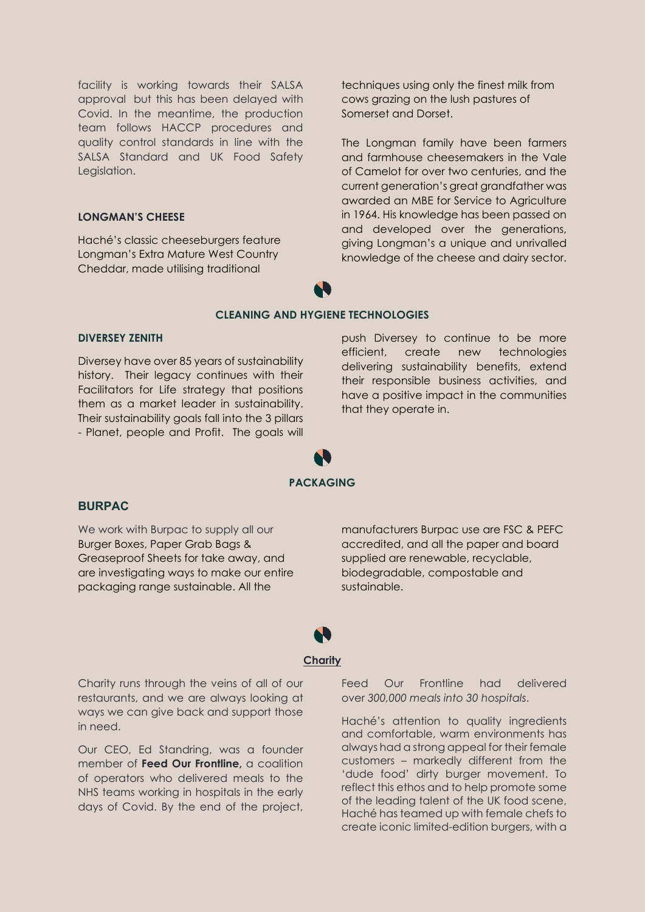facility is working towards their SALSA approval but this has been delayed with Covid. In the meantime, the production team follows HACCP procedures and quality control standards in line with the SALSA Standard and UK Food Safety Legislation.

### LONGMAN'S CHEESE

Haché's classic cheeseburgers feature Longman's Extra Mature West Country Cheddar, made utilising traditional techniques using only the finest milk from cows grazing on the lush pastures of Somerset and Dorset.

The Longman family have been farmers and farmhouse cheesemakers in the Vale of Camelot for over two centuries, and the current generation's great grandfather was awarded an MBE for Service to Agriculture in 1964. His knowledge has been passed on and developed over the generations, giving Longman's a unique and unrivalled knowledge of the cheese and dairy sector.

## CLEANING AND HYGIENE TECHNOLOGIES

### DIVERSEY ZENITH

Diversey have over 85 years of sustainability history. Their legacy continues with their Facilitators for Life strategy that positions them as a market leader in sustainability. Their sustainability goals fall into the 3 pillars - Planet, people and Profit. The goals will push Diversey to continue to be more efficient, create new technologies delivering sustainability benefits, extend their responsible business activities, and have a positive impact in the communities that they operate in.

## PACKAGING

### BURPAC

We work with Burpac to supply all our Burger Boxes, Paper Grab Bags & Greaseproof Sheets for take away, and are investigating ways to make our entire packaging range sustainable. All the manufacturers Burpac use are FSC & PEFC accredited, and all the paper and board supplied are renewable, recyclable, biodegradable, compostable and sustainable.

## Charity

Charity runs through the veins of all of our restaurants, and we are always looking at ways we can give back and support those in need.

Our CEO, Ed Standring, was a founder member of **Feed Our Frontline,** a coalition of operators who delivered meals to the NHS teams working in hospitals in the early days of Covid. By the end of the project, Feed Our Frontline had delivered over *300,000 meals into 30 hospitals*.

Haché's attention to quality ingredients and comfortable, warm environments has always had a strong appeal for their female customers – markedly different from the 'dude food' dirty burger movement. To reflect this ethos and to help promote some of the leading talent of the UK food scene, Haché has teamed up with female chefs to create iconic limited-edition burgers, with a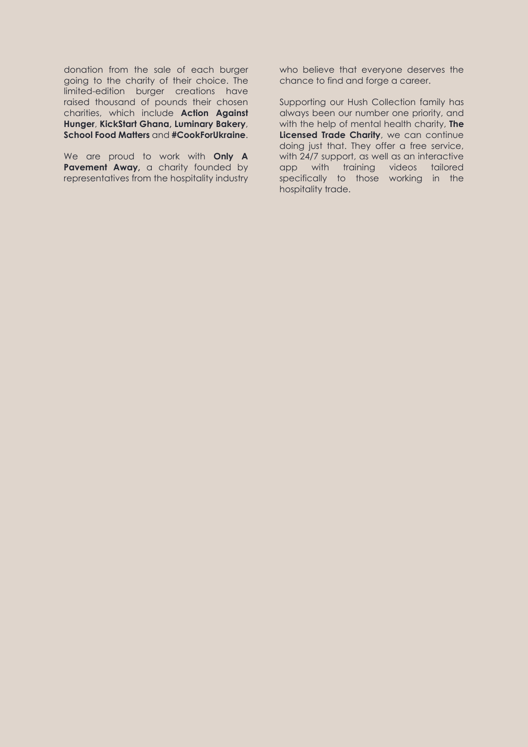donation from the sale of each burger going to the charity of their choice. The limited-edition burger creations have raised thousand of pounds their chosen charities, which include **Action Against Hunger**, **KickStart Ghana, Luminary Bakery**, **School Food Matters** and **#CookForUkraine**.

We are proud to work with **Only A Pavement Away,** a charity founded by representatives from the hospitality industry who believe that everyone deserves the chance to find and forge a career.

Supporting our Hush Collection family has always been our number one priority, and with the help of mental health charity, **The Licensed Trade Charity**, we can continue doing just that. They offer a free service, with 24/7 support, as well as an interactive app with training videos tailored specifically to those working in the hospitality trade.